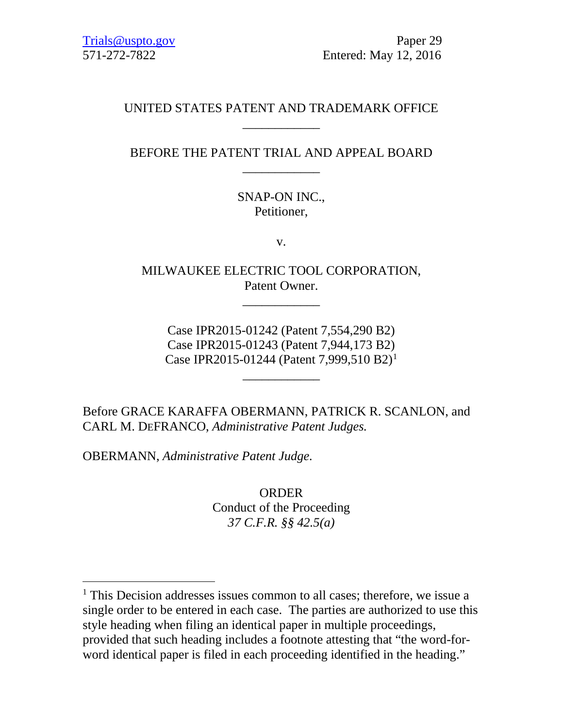Trials@uspto.gov  
571-272-7822

Paper 29  
Entered: May 12, 2016

UNITED STATES PATENT AND TRADEMARK OFFICE

---

BEFORE THE PATENT TRIAL AND APPEAL BOARD

---

SNAP-ON INC.,  
Petitioner,

v.

MILWAUKEE ELECTRIC TOOL CORPORATION,  
Patent Owner.

---

Case IPR2015-01242 (Patent 7,554,290 B2)  
Case IPR2015-01243 (Patent 7,944,173 B2)  
Case IPR2015-01244 (Patent 7,999,510 B2)[1]

---

Before GRACE KARAFFA OBERMANN, PATRICK R. SCANLON, and CARL M. DEFRANCO, *Administrative Patent Judges.*

OBERMANN, *Administrative Patent Judge.*

ORDER  
Conduct of the Proceeding  
*37 C.F.R. §§ 42.5(a)*

---

[1] This Decision addresses issues common to all cases; therefore, we issue a single order to be entered in each case. The parties are authorized to use this style heading when filing an identical paper in multiple proceedings, provided that such heading includes a footnote attesting that "the word-for-word identical paper is filed in each proceeding identified in the heading."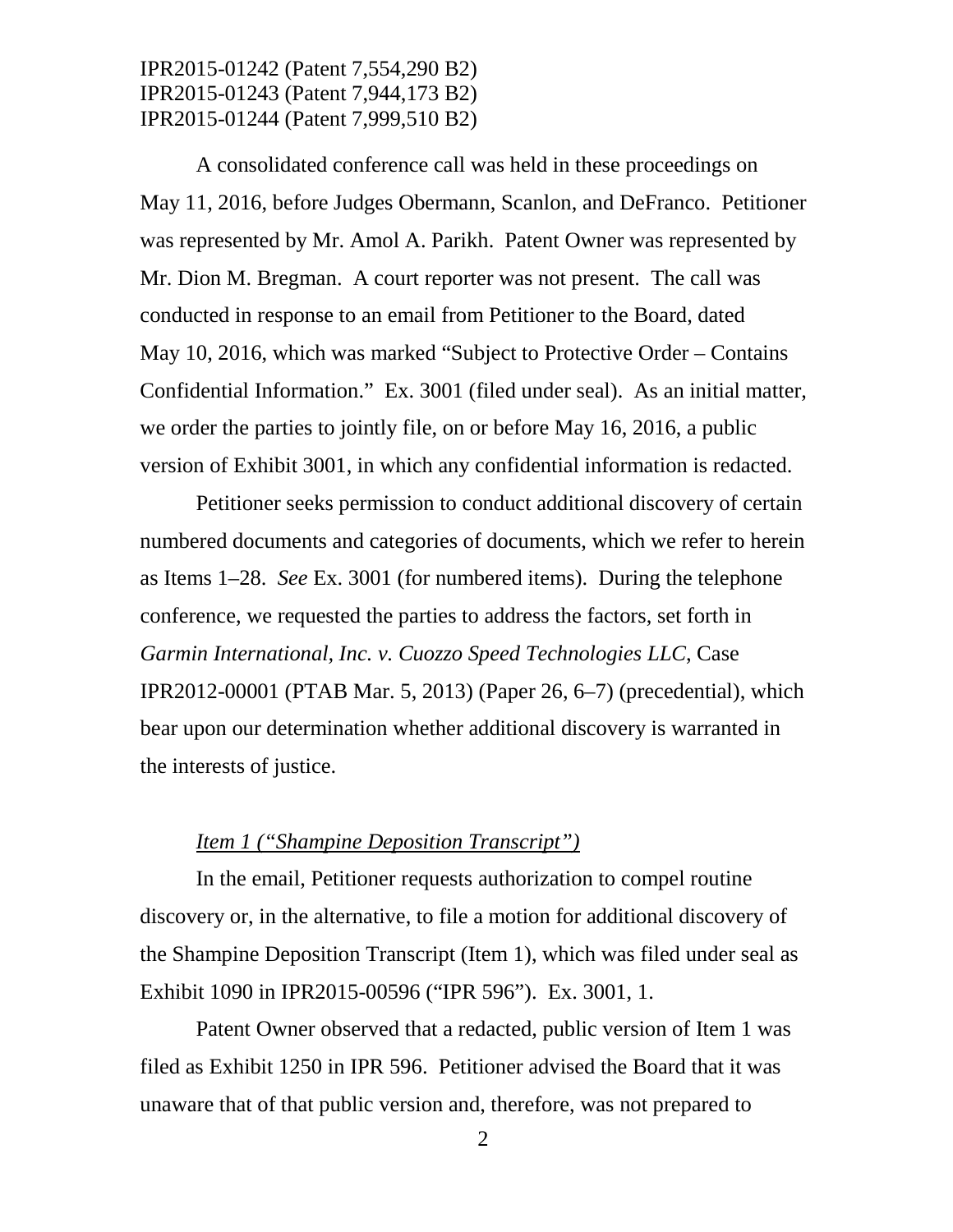A consolidated conference call was held in these proceedings on May 11, 2016, before Judges Obermann, Scanlon, and DeFranco. Petitioner was represented by Mr. Amol A. Parikh. Patent Owner was represented by Mr. Dion M. Bregman. A court reporter was not present. The call was conducted in response to an email from Petitioner to the Board, dated May 10, 2016, which was marked "Subject to Protective Order – Contains Confidential Information." Ex. 3001 (filed under seal). As an initial matter, we order the parties to jointly file, on or before May 16, 2016, a public version of Exhibit 3001, in which any confidential information is redacted.

Petitioner seeks permission to conduct additional discovery of certain numbered documents and categories of documents, which we refer to herein as Items 1–28. *See* Ex. 3001 (for numbered items). During the telephone conference, we requested the parties to address the factors, set forth in *Garmin International, Inc. v. Cuozzo Speed Technologies LLC*, Case IPR2012-00001 (PTAB Mar. 5, 2013) (Paper 26, 6–7) (precedential), which bear upon our determination whether additional discovery is warranted in the interests of justice.

*Item 1 ("Shampine Deposition Transcript")*

In the email, Petitioner requests authorization to compel routine discovery or, in the alternative, to file a motion for additional discovery of the Shampine Deposition Transcript (Item 1), which was filed under seal as Exhibit 1090 in IPR2015-00596 ("IPR 596"). Ex. 3001, 1.

Patent Owner observed that a redacted, public version of Item 1 was filed as Exhibit 1250 in IPR 596. Petitioner advised the Board that it was unaware that of that public version and, therefore, was not prepared to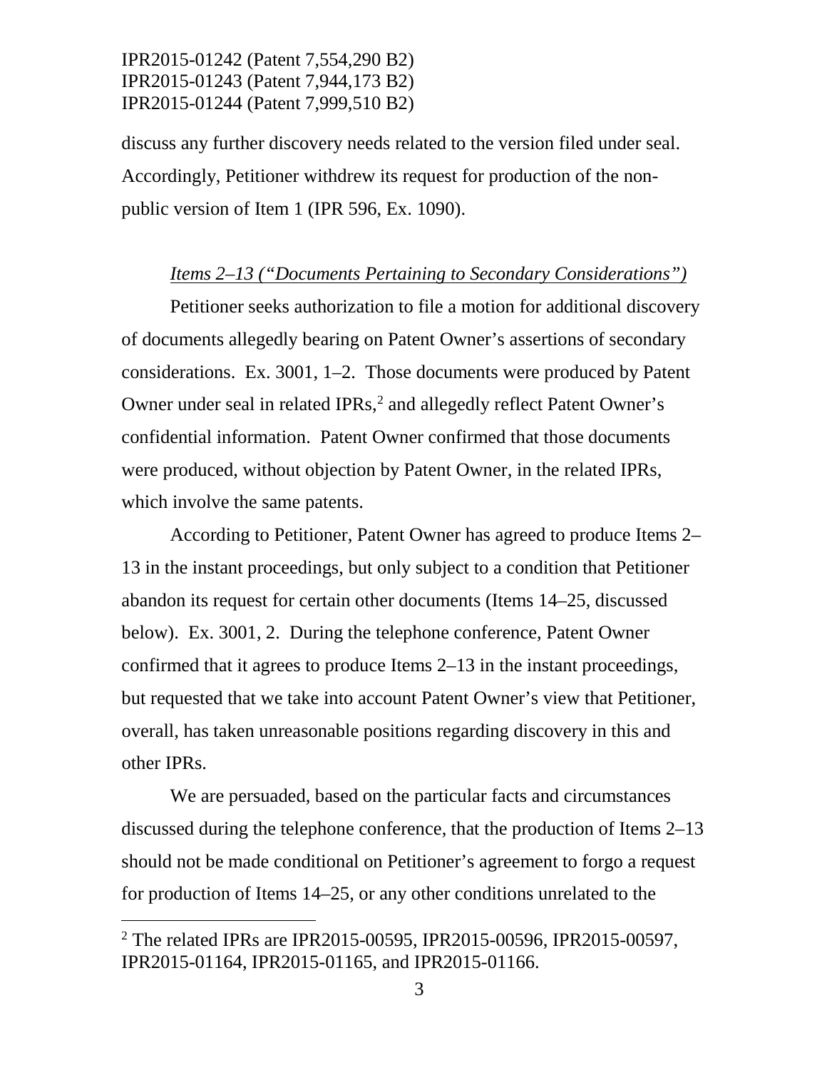discuss any further discovery needs related to the version filed under seal. Accordingly, Petitioner withdrew its request for production of the non-public version of Item 1 (IPR 596, Ex. 1090).

*Items 2–13 ("Documents Pertaining to Secondary Considerations")*

Petitioner seeks authorization to file a motion for additional discovery of documents allegedly bearing on Patent Owner's assertions of secondary considerations. Ex. 3001, 1–2. Those documents were produced by Patent Owner under seal in related IPRs,[2] and allegedly reflect Patent Owner's confidential information. Patent Owner confirmed that those documents were produced, without objection by Patent Owner, in the related IPRs, which involve the same patents.

According to Petitioner, Patent Owner has agreed to produce Items 2–13 in the instant proceedings, but only subject to a condition that Petitioner abandon its request for certain other documents (Items 14–25, discussed below). Ex. 3001, 2. During the telephone conference, Patent Owner confirmed that it agrees to produce Items 2–13 in the instant proceedings, but requested that we take into account Patent Owner's view that Petitioner, overall, has taken unreasonable positions regarding discovery in this and other IPRs.

We are persuaded, based on the particular facts and circumstances discussed during the telephone conference, that the production of Items 2–13 should not be made conditional on Petitioner's agreement to forgo a request for production of Items 14–25, or any other conditions unrelated to the

[2] The related IPRs are IPR2015-00595, IPR2015-00596, IPR2015-00597, IPR2015-01164, IPR2015-01165, and IPR2015-01166.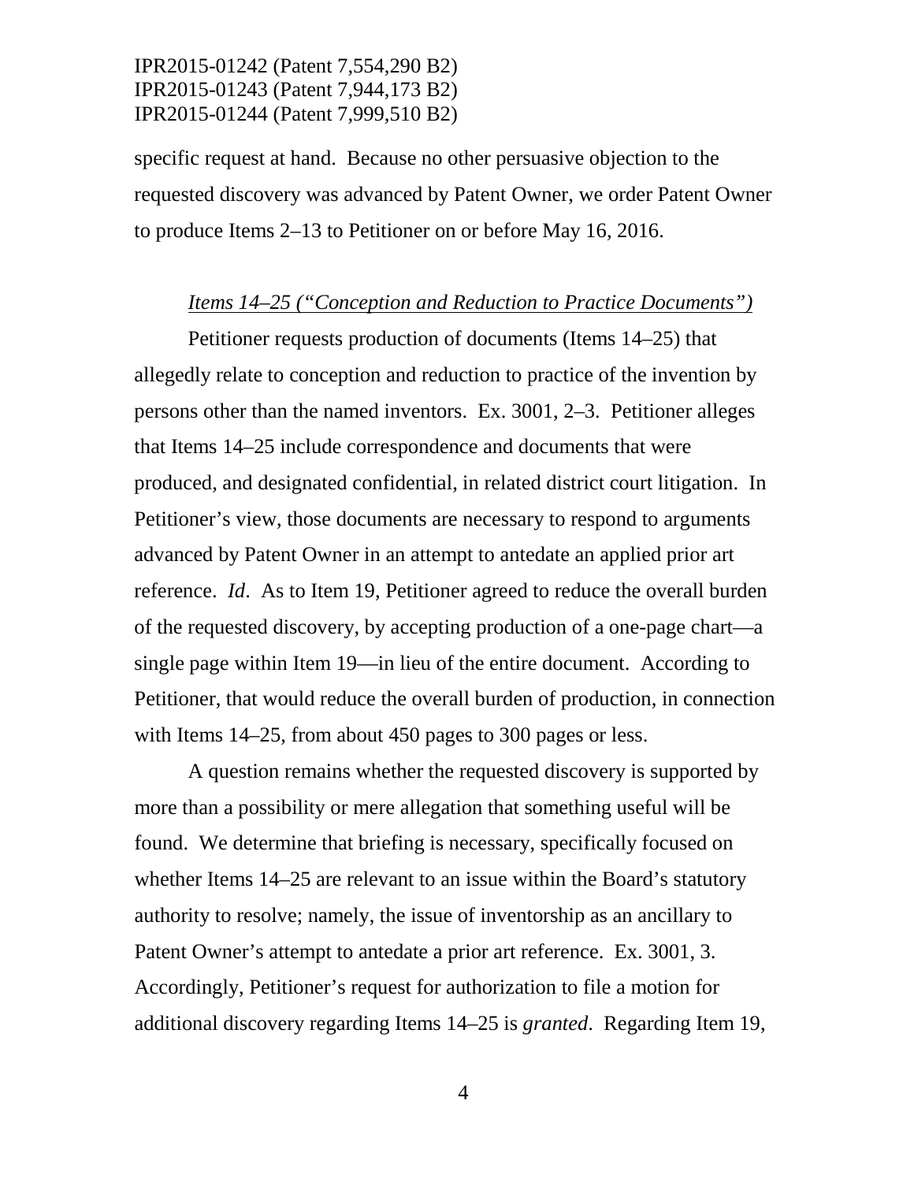specific request at hand. Because no other persuasive objection to the requested discovery was advanced by Patent Owner, we order Patent Owner to produce Items 2–13 to Petitioner on or before May 16, 2016.

*Items 14–25 ("Conception and Reduction to Practice Documents")*

Petitioner requests production of documents (Items 14–25) that allegedly relate to conception and reduction to practice of the invention by persons other than the named inventors. Ex. 3001, 2–3. Petitioner alleges that Items 14–25 include correspondence and documents that were produced, and designated confidential, in related district court litigation. In Petitioner's view, those documents are necessary to respond to arguments advanced by Patent Owner in an attempt to antedate an applied prior art reference. *Id*. As to Item 19, Petitioner agreed to reduce the overall burden of the requested discovery, by accepting production of a one-page chart—a single page within Item 19—in lieu of the entire document. According to Petitioner, that would reduce the overall burden of production, in connection with Items 14–25, from about 450 pages to 300 pages or less.

A question remains whether the requested discovery is supported by more than a possibility or mere allegation that something useful will be found. We determine that briefing is necessary, specifically focused on whether Items 14–25 are relevant to an issue within the Board's statutory authority to resolve; namely, the issue of inventorship as an ancillary to Patent Owner's attempt to antedate a prior art reference. Ex. 3001, 3. Accordingly, Petitioner's request for authorization to file a motion for additional discovery regarding Items 14–25 is *granted*. Regarding Item 19,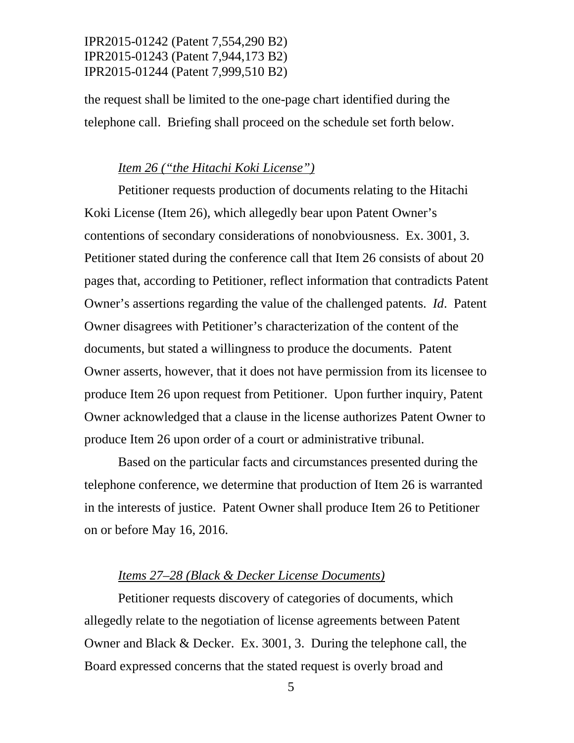the request shall be limited to the one-page chart identified during the telephone call. Briefing shall proceed on the schedule set forth below.

*Item 26 ("the Hitachi Koki License")*

Petitioner requests production of documents relating to the Hitachi Koki License (Item 26), which allegedly bear upon Patent Owner's contentions of secondary considerations of nonobviousness. Ex. 3001, 3. Petitioner stated during the conference call that Item 26 consists of about 20 pages that, according to Petitioner, reflect information that contradicts Patent Owner's assertions regarding the value of the challenged patents. *Id*. Patent Owner disagrees with Petitioner's characterization of the content of the documents, but stated a willingness to produce the documents. Patent Owner asserts, however, that it does not have permission from its licensee to produce Item 26 upon request from Petitioner. Upon further inquiry, Patent Owner acknowledged that a clause in the license authorizes Patent Owner to produce Item 26 upon order of a court or administrative tribunal.

Based on the particular facts and circumstances presented during the telephone conference, we determine that production of Item 26 is warranted in the interests of justice. Patent Owner shall produce Item 26 to Petitioner on or before May 16, 2016.

*Items 27–28 (Black & Decker License Documents)*

Petitioner requests discovery of categories of documents, which allegedly relate to the negotiation of license agreements between Patent Owner and Black & Decker. Ex. 3001, 3. During the telephone call, the Board expressed concerns that the stated request is overly broad and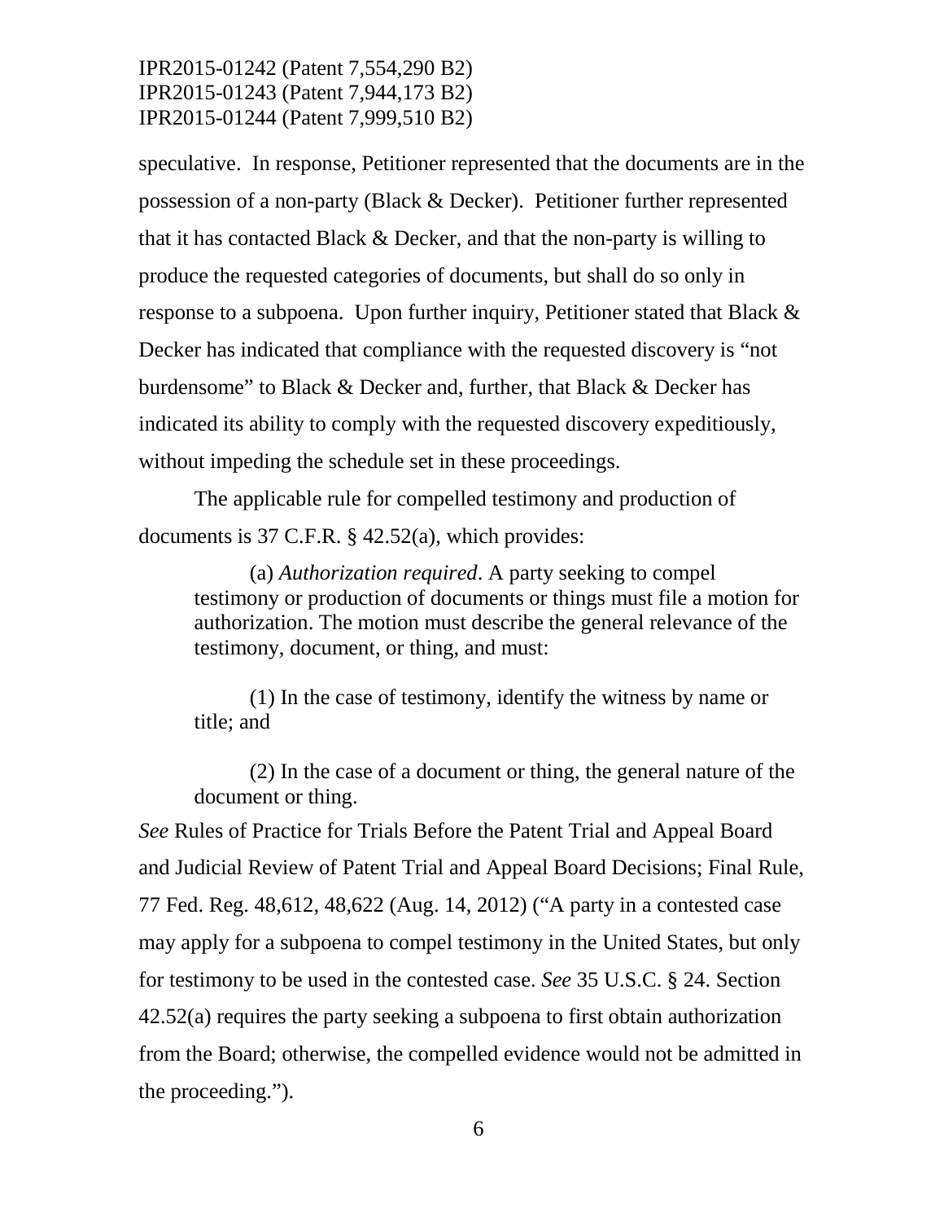speculative. In response, Petitioner represented that the documents are in the possession of a non-party (Black & Decker). Petitioner further represented that it has contacted Black & Decker, and that the non-party is willing to produce the requested categories of documents, but shall do so only in response to a subpoena. Upon further inquiry, Petitioner stated that Black & Decker has indicated that compliance with the requested discovery is "not burdensome" to Black & Decker and, further, that Black & Decker has indicated its ability to comply with the requested discovery expeditiously, without impeding the schedule set in these proceedings.

The applicable rule for compelled testimony and production of documents is 37 C.F.R. § 42.52(a), which provides:

> (a) *Authorization required*. A party seeking to compel testimony or production of documents or things must file a motion for authorization. The motion must describe the general relevance of the testimony, document, or thing, and must:
>
> (1) In the case of testimony, identify the witness by name or title; and
>
> (2) In the case of a document or thing, the general nature of the document or thing.

*See* Rules of Practice for Trials Before the Patent Trial and Appeal Board and Judicial Review of Patent Trial and Appeal Board Decisions; Final Rule, 77 Fed. Reg. 48,612, 48,622 (Aug. 14, 2012) ("A party in a contested case may apply for a subpoena to compel testimony in the United States, but only for testimony to be used in the contested case. *See* 35 U.S.C. § 24. Section 42.52(a) requires the party seeking a subpoena to first obtain authorization from the Board; otherwise, the compelled evidence would not be admitted in the proceeding.").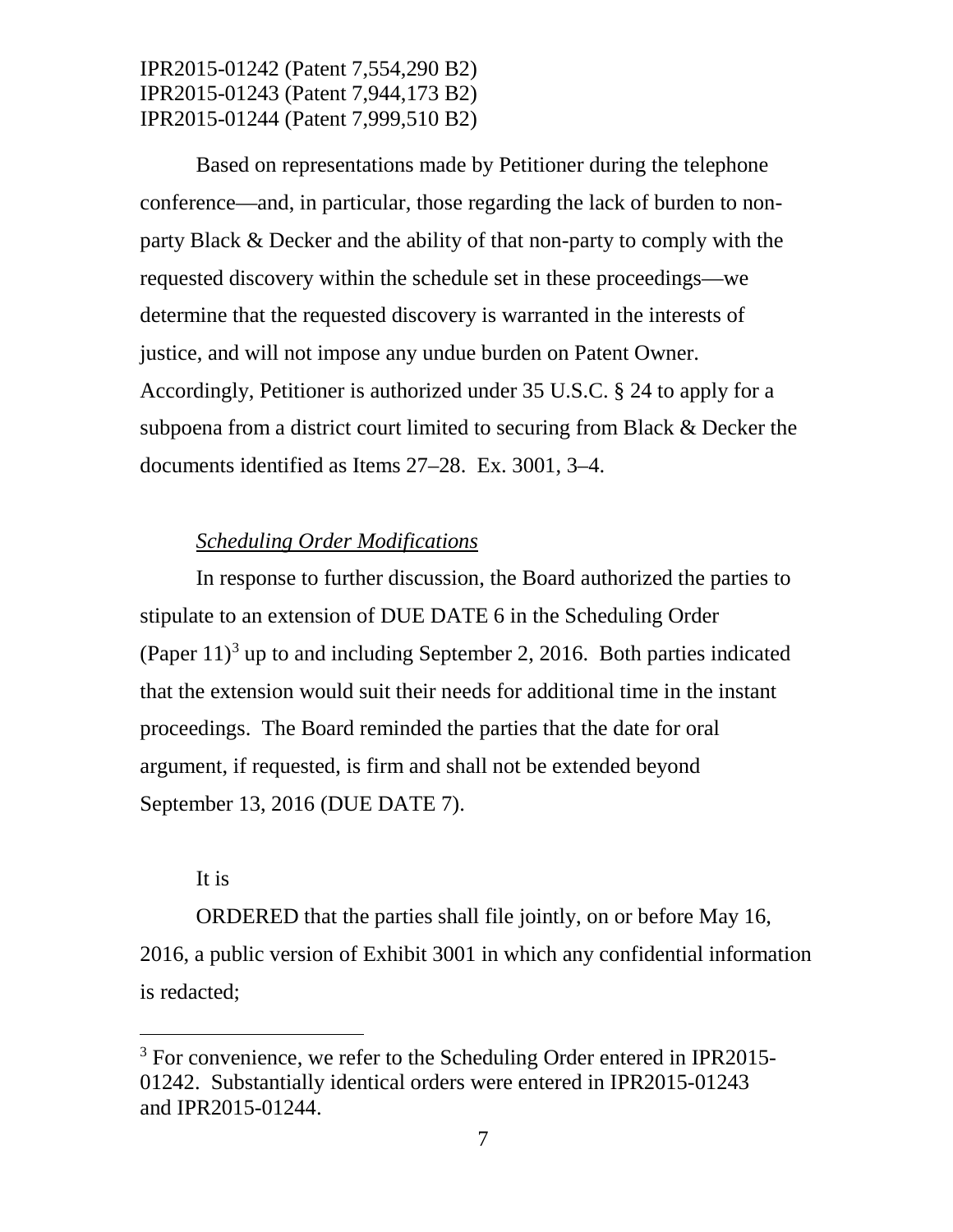Based on representations made by Petitioner during the telephone conference—and, in particular, those regarding the lack of burden to non-party Black & Decker and the ability of that non-party to comply with the requested discovery within the schedule set in these proceedings—we determine that the requested discovery is warranted in the interests of justice, and will not impose any undue burden on Patent Owner. Accordingly, Petitioner is authorized under 35 U.S.C. § 24 to apply for a subpoena from a district court limited to securing from Black & Decker the documents identified as Items 27–28. Ex. 3001, 3–4.

*Scheduling Order Modifications*

In response to further discussion, the Board authorized the parties to stipulate to an extension of DUE DATE 6 in the Scheduling Order (Paper 11)[3] up to and including September 2, 2016. Both parties indicated that the extension would suit their needs for additional time in the instant proceedings. The Board reminded the parties that the date for oral argument, if requested, is firm and shall not be extended beyond September 13, 2016 (DUE DATE 7).

It is

ORDERED that the parties shall file jointly, on or before May 16, 2016, a public version of Exhibit 3001 in which any confidential information is redacted;

---

[3] For convenience, we refer to the Scheduling Order entered in IPR2015-01242. Substantially identical orders were entered in IPR2015-01243 and IPR2015-01244.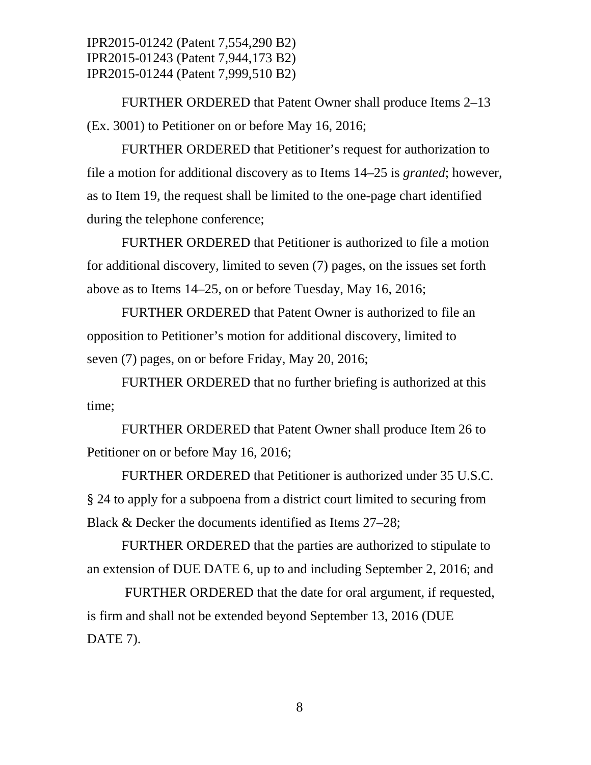FURTHER ORDERED that Patent Owner shall produce Items 2–13 (Ex. 3001) to Petitioner on or before May 16, 2016;

FURTHER ORDERED that Petitioner's request for authorization to file a motion for additional discovery as to Items 14–25 is *granted*; however, as to Item 19, the request shall be limited to the one-page chart identified during the telephone conference;

FURTHER ORDERED that Petitioner is authorized to file a motion for additional discovery, limited to seven (7) pages, on the issues set forth above as to Items 14–25, on or before Tuesday, May 16, 2016;

FURTHER ORDERED that Patent Owner is authorized to file an opposition to Petitioner's motion for additional discovery, limited to seven (7) pages, on or before Friday, May 20, 2016;

FURTHER ORDERED that no further briefing is authorized at this time;

FURTHER ORDERED that Patent Owner shall produce Item 26 to Petitioner on or before May 16, 2016;

FURTHER ORDERED that Petitioner is authorized under 35 U.S.C. § 24 to apply for a subpoena from a district court limited to securing from Black & Decker the documents identified as Items 27–28;

FURTHER ORDERED that the parties are authorized to stipulate to an extension of DUE DATE 6, up to and including September 2, 2016; and

FURTHER ORDERED that the date for oral argument, if requested, is firm and shall not be extended beyond September 13, 2016 (DUE DATE 7).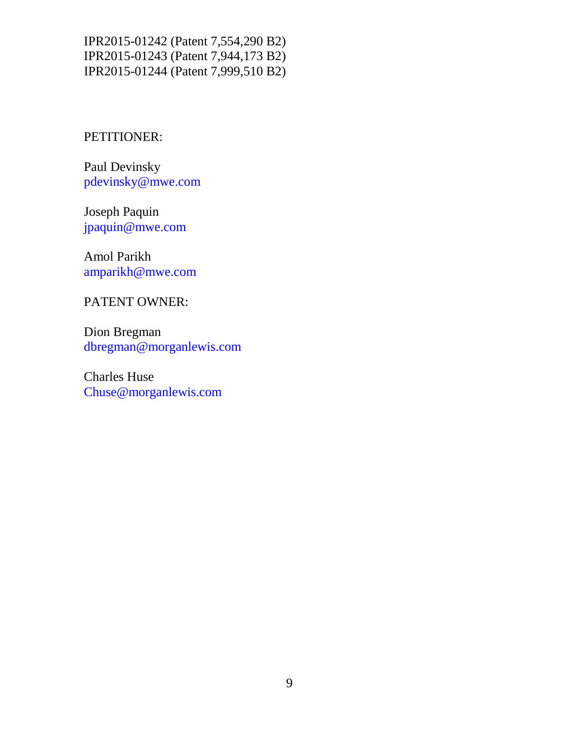IPR2015-01242 (Patent 7,554,290 B2)
IPR2015-01243 (Patent 7,944,173 B2)
IPR2015-01244 (Patent 7,999,510 B2)

PETITIONER:

Paul Devinsky
pdevinsky@mwe.com

Joseph Paquin
jpaquin@mwe.com

Amol Parikh
amparikh@mwe.com

PATENT OWNER:

Dion Bregman
dbregman@morganlewis.com

Charles Huse
Chuse@morganlewis.com